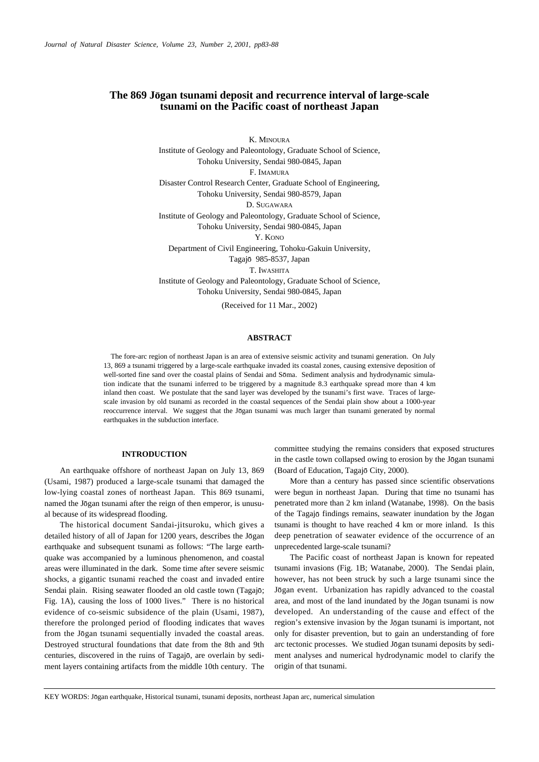# The 869 Jōgan tsunami deposit and recurrence interval of large-scale tsunami on the Pacific coast of northeast Japan

K. MINOURA
Institute of Geology and Paleontology, Graduate School of Science,
Tohoku University, Sendai 980-0845, Japan

F. IMAMURA
Disaster Control Research Center, Graduate School of Engineering,
Tohoku University, Sendai 980-8579, Japan

D. SUGAWARA
Institute of Geology and Paleontology, Graduate School of Science,
Tohoku University, Sendai 980-0845, Japan

Y. KONO
Department of Civil Engineering, Tohoku-Gakuin University,
Tagajō 985-8537, Japan

T. IWASHITA
Institute of Geology and Paleontology, Graduate School of Science,
Tohoku University, Sendai 980-0845, Japan

(Received for 11 Mar., 2002)

## ABSTRACT

The fore-arc region of northeast Japan is an area of extensive seismic activity and tsunami generation. On July 13, 869 a tsunami triggered by a large-scale earthquake invaded its coastal zones, causing extensive deposition of well-sorted fine sand over the coastal plains of Sendai and Sōma. Sediment analysis and hydrodynamic simulation indicate that the tsunami inferred to be triggered by a magnitude 8.3 earthquake spread more than 4 km inland then coast. We postulate that the sand layer was developed by the tsunami's first wave. Traces of large-scale invasion by old tsunami as recorded in the coastal sequences of the Sendai plain show about a 1000-year reoccurrence interval. We suggest that the Jōgan tsunami was much larger than tsunami generated by normal earthquakes in the subduction interface.

## INTRODUCTION

An earthquake offshore of northeast Japan on July 13, 869 (Usami, 1987) produced a large-scale tsunami that damaged the low-lying coastal zones of northeast Japan. This 869 tsunami, named the Jōgan tsunami after the reign of then emperor, is unusual because of its widespread flooding.

The historical document Sandai-jitsuroku, which gives a detailed history of all of Japan for 1200 years, describes the Jōgan earthquake and subsequent tsunami as follows: "The large earthquake was accompanied by a luminous phenomenon, and coastal areas were illuminated in the dark. Some time after severe seismic shocks, a gigantic tsunami reached the coast and invaded entire Sendai plain. Rising seawater flooded an old castle town (Tagajō; Fig. 1A), causing the loss of 1000 lives." There is no historical evidence of co-seismic subsidence of the plain (Usami, 1987), therefore the prolonged period of flooding indicates that waves from the Jōgan tsunami sequentially invaded the coastal areas. Destroyed structural foundations that date from the 8th and 9th centuries, discovered in the ruins of Tagajō, are overlain by sediment layers containing artifacts from the middle 10th century. The committee studying the remains considers that exposed structures in the castle town collapsed owing to erosion by the Jōgan tsunami (Board of Education, Tagajō City, 2000).

More than a century has passed since scientific observations were begun in northeast Japan. During that time no tsunami has penetrated more than 2 km inland (Watanabe, 1998). On the basis of the Tagajō findings remains, seawater inundation by the Jōgan tsunami is thought to have reached 4 km or more inland. Is this deep penetration of seawater evidence of the occurrence of an unprecedented large-scale tsunami?

The Pacific coast of northeast Japan is known for repeated tsunami invasions (Fig. 1B; Watanabe, 2000). The Sendai plain, however, has not been struck by such a large tsunami since the Jōgan event. Urbanization has rapidly advanced to the coastal area, and most of the land inundated by the Jōgan tsunami is now developed. An understanding of the cause and effect of the region's extensive invasion by the Jōgan tsunami is important, not only for disaster prevention, but to gain an understanding of fore arc tectonic processes. We studied Jōgan tsunami deposits by sediment analyses and numerical hydrodynamic model to clarify the origin of that tsunami.

KEY WORDS: Jōgan earthquake, Historical tsunami, tsunami deposits, northeast Japan arc, numerical simulation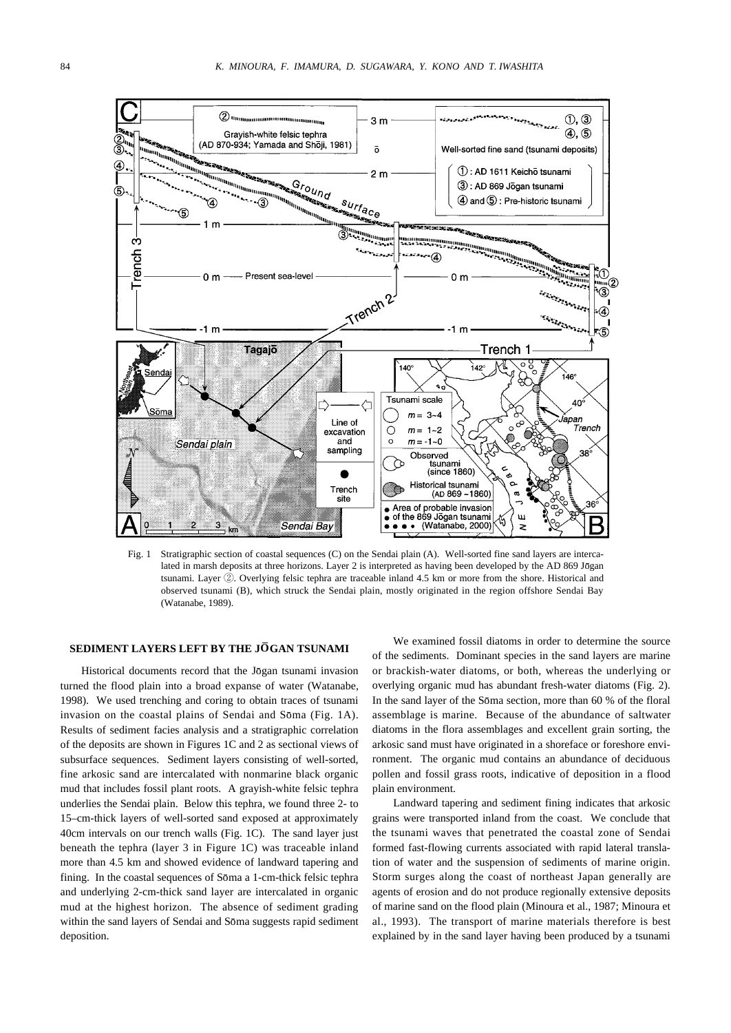Fig. 1 Stratigraphic section of coastal sequences (C) on the Sendai plain (A). Well-sorted fine sand layers are intercalated in marsh deposits at three horizons. Layer 2 is interpreted as having been developed by the AD 869 Jōgan tsunami. Layer ②. Overlying felsic tephra are traceable inland 4.5 km or more from the shore. Historical and observed tsunami (B), which struck the Sendai plain, mostly originated in the region offshore Sendai Bay (Watanabe, 1989).

## SEDIMENT LAYERS LEFT BY THE JŌGAN TSUNAMI

Historical documents record that the Jōgan tsunami invasion turned the flood plain into a broad expanse of water (Watanabe, 1998). We used trenching and coring to obtain traces of tsunami invasion on the coastal plains of Sendai and Sōma (Fig. 1A). Results of sediment facies analysis and a stratigraphic correlation of the deposits are shown in Figures 1C and 2 as sectional views of subsurface sequences. Sediment layers consisting of well-sorted, fine arkosic sand are intercalated with nonmarine black organic mud that includes fossil plant roots. A grayish-white felsic tephra underlies the Sendai plain. Below this tephra, we found three 2- to 15–cm-thick layers of well-sorted sand exposed at approximately 40cm intervals on our trench walls (Fig. 1C). The sand layer just beneath the tephra (layer 3 in Figure 1C) was traceable inland more than 4.5 km and showed evidence of landward tapering and fining. In the coastal sequences of Sōma a 1-cm-thick felsic tephra and underlying 2-cm-thick sand layer are intercalated in organic mud at the highest horizon. The absence of sediment grading within the sand layers of Sendai and Sōma suggests rapid sediment deposition.

We examined fossil diatoms in order to determine the source of the sediments. Dominant species in the sand layers are marine or brackish-water diatoms, or both, whereas the underlying or overlying organic mud has abundant fresh-water diatoms (Fig. 2). In the sand layer of the Sōma section, more than 60 % of the floral assemblage is marine. Because of the abundance of saltwater diatoms in the flora assemblages and excellent grain sorting, the arkosic sand must have originated in a shoreface or foreshore environment. The organic mud contains an abundance of deciduous pollen and fossil grass roots, indicative of deposition in a flood plain environment.

Landward tapering and sediment fining indicates that arkosic grains were transported inland from the coast. We conclude that the tsunami waves that penetrated the coastal zone of Sendai formed fast-flowing currents associated with rapid lateral translation of water and the suspension of sediments of marine origin. Storm surges along the coast of northeast Japan generally are agents of erosion and do not produce regionally extensive deposits of marine sand on the flood plain (Minoura et al., 1987; Minoura et al., 1993). The transport of marine materials therefore is best explained by in the sand layer having been produced by a tsunami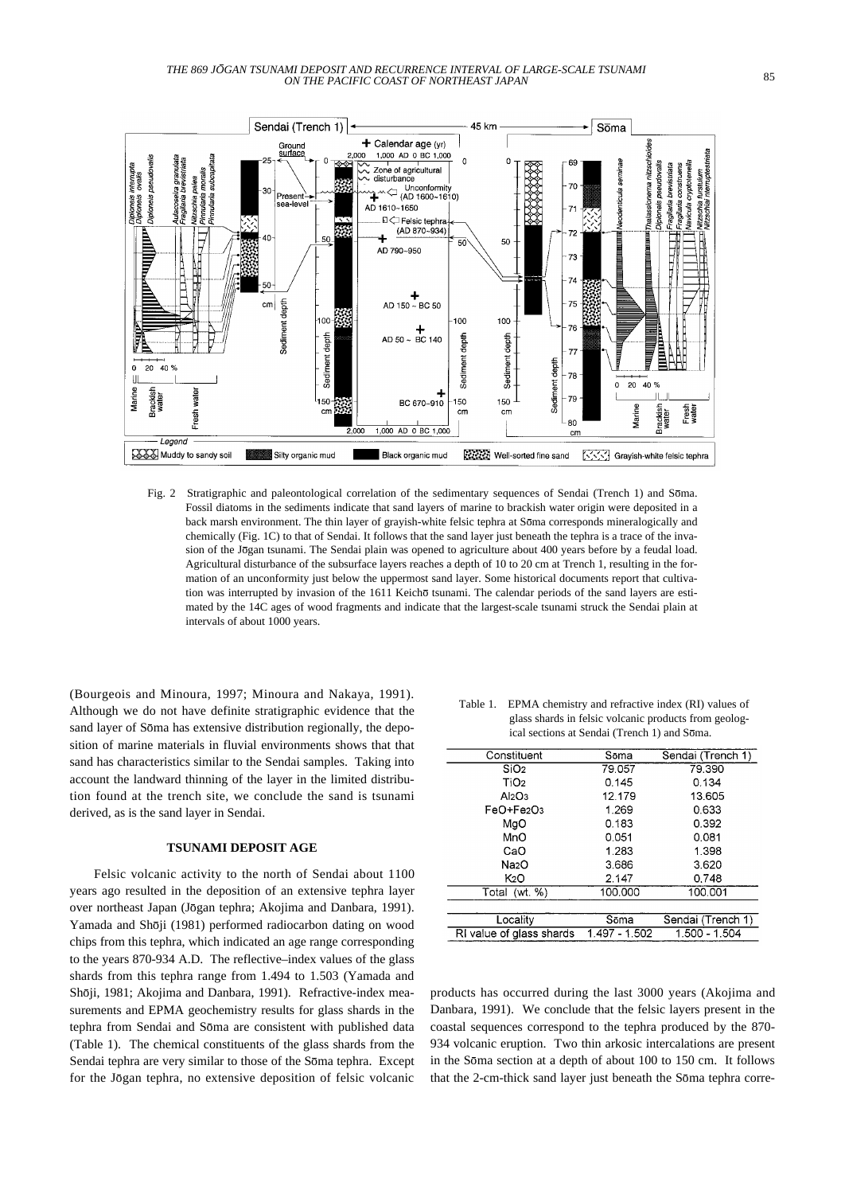Fig. 2 Stratigraphic and paleontological correlation of the sedimentary sequences of Sendai (Trench 1) and Sōma. Fossil diatoms in the sediments indicate that sand layers of marine to brackish water origin were deposited in a back marsh environment. The thin layer of grayish-white felsic tephra at Sōma corresponds mineralogically and chemically (Fig. 1C) to that of Sendai. It follows that the sand layer just beneath the tephra is a trace of the invasion of the Jōgan tsunami. The Sendai plain was opened to agriculture about 400 years before by a feudal load. Agricultural disturbance of the subsurface layers reaches a depth of 10 to 20 cm at Trench 1, resulting in the formation of an unconformity just below the uppermost sand layer. Some historical documents report that cultivation was interrupted by invasion of the 1611 Keichō tsunami. The calendar periods of the sand layers are estimated by the 14C ages of wood fragments and indicate that the largest-scale tsunami struck the Sendai plain at intervals of about 1000 years.

(Bourgeois and Minoura, 1997; Minoura and Nakaya, 1991). Although we do not have definite stratigraphic evidence that the sand layer of Sōma has extensive distribution regionally, the deposition of marine materials in fluvial environments shows that that sand has characteristics similar to the Sendai samples. Taking into account the landward thinning of the layer in the limited distribution found at the trench site, we conclude the sand is tsunami derived, as is the sand layer in Sendai.

## TSUNAMI DEPOSIT AGE

Felsic volcanic activity to the north of Sendai about 1100 years ago resulted in the deposition of an extensive tephra layer over northeast Japan (Jōgan tephra; Akojima and Danbara, 1991). Yamada and Shōji (1981) performed radiocarbon dating on wood chips from this tephra, which indicated an age range corresponding to the years 870-934 A.D. The reflective–index values of the glass shards from this tephra range from 1.494 to 1.503 (Yamada and Shōji, 1981; Akojima and Danbara, 1991). Refractive-index measurements and EPMA geochemistry results for glass shards in the tephra from Sendai and Sōma are consistent with published data (Table 1). The chemical constituents of the glass shards from the Sendai tephra are very similar to those of the Sōma tephra. Except for the Jōgan tephra, no extensive deposition of felsic volcanic products has occurred during the last 3000 years (Akojima and Danbara, 1991). We conclude that the felsic layers present in the coastal sequences correspond to the tephra produced by the 870-934 volcanic eruption. Two thin arkosic intercalations are present in the Sōma section at a depth of about 100 to 150 cm. It follows that the 2-cm-thick sand layer just beneath the Sōma tephra corre-

Table 1. EPMA chemistry and refractive index (RI) values of glass shards in felsic volcanic products from geological sections at Sendai (Trench 1) and Sōma.

| Constituent | Sōma | Sendai (Trench 1) |
|---|---|---|
| $SiO_2$ | 79.057 | 79.390 |
| $TiO_2$ | 0.145 | 0.134 |
| $Al_2O_3$ | 12.179 | 13.605 |
| $FeO+Fe_2O_3$ | 1.269 | 0.633 |
| MgO | 0.183 | 0.392 |
| MnO | 0.051 | 0.081 |
| CaO | 1.283 | 1.398 |
| $Na_2O$ | 3.686 | 3.620 |
| $K_2O$ | 2.147 | 0.748 |
| Total (wt. %) | 100.000 | 100.001 |

| Locality | Sōma | Sendai (Trench 1) |
|---|---|---|
| RI value of glass shards | 1.497 - 1.502 | 1.500 - 1.504 |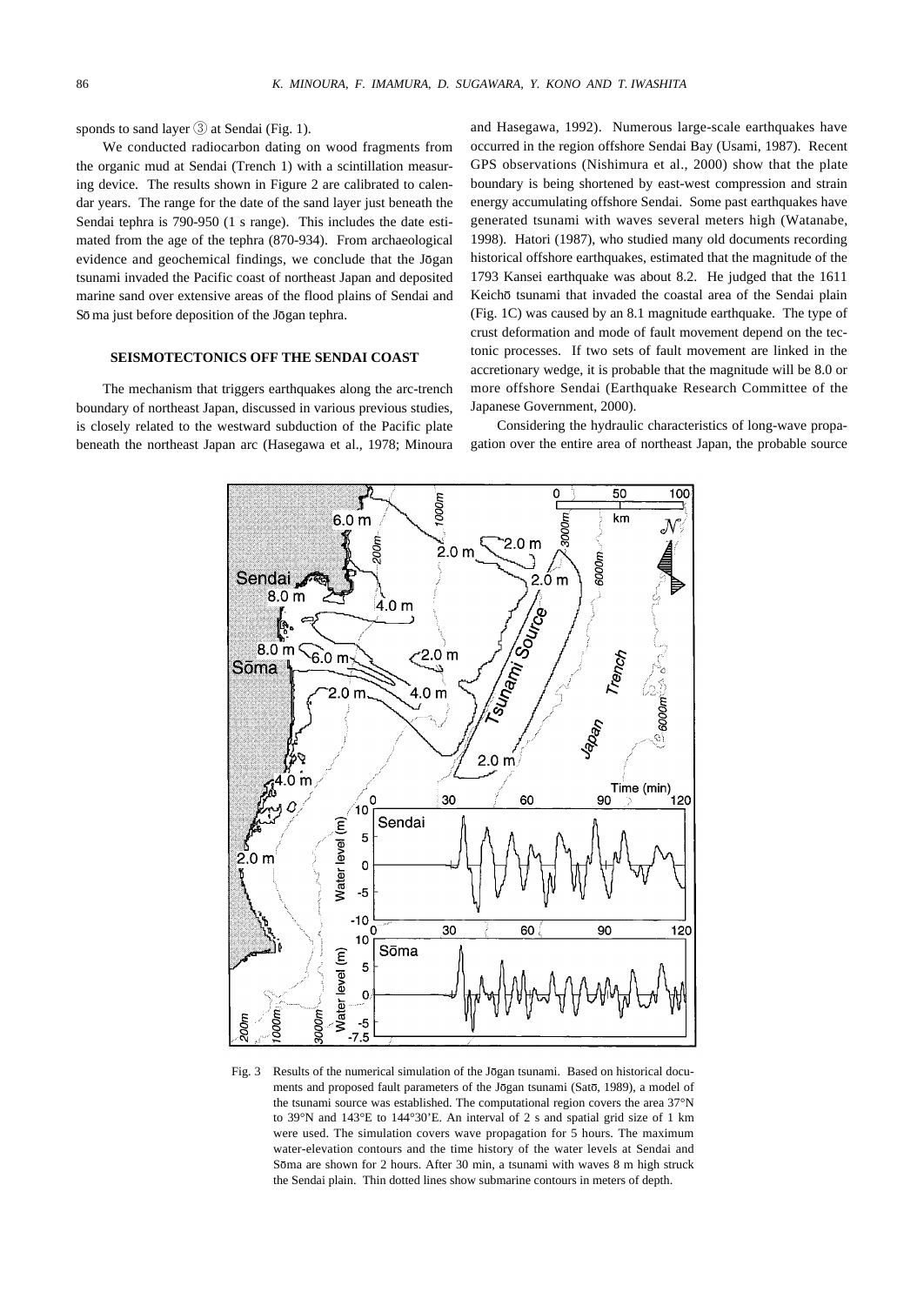sponds to sand layer ③ at Sendai (Fig. 1).

We conducted radiocarbon dating on wood fragments from the organic mud at Sendai (Trench 1) with a scintillation measuring device. The results shown in Figure 2 are calibrated to calendar years. The range for the date of the sand layer just beneath the Sendai tephra is 790-950 (1 s range). This includes the date estimated from the age of the tephra (870-934). From archaeological evidence and geochemical findings, we conclude that the Jōgan tsunami invaded the Pacific coast of northeast Japan and deposited marine sand over extensive areas of the flood plains of Sendai and Sōma just before deposition of the Jōgan tephra.

## SEISMOTECTONICS OFF THE SENDAI COAST

The mechanism that triggers earthquakes along the arc-trench boundary of northeast Japan, discussed in various previous studies, is closely related to the westward subduction of the Pacific plate beneath the northeast Japan arc (Hasegawa et al., 1978; Minoura and Hasegawa, 1992). Numerous large-scale earthquakes have occurred in the region offshore Sendai Bay (Usami, 1987). Recent GPS observations (Nishimura et al., 2000) show that the plate boundary is being shortened by east-west compression and strain energy accumulating offshore Sendai. Some past earthquakes have generated tsunami with waves several meters high (Watanabe, 1998). Hatori (1987), who studied many old documents recording historical offshore earthquakes, estimated that the magnitude of the 1793 Kansei earthquake was about 8.2. He judged that the 1611 Keichō tsunami that invaded the coastal area of the Sendai plain (Fig. 1C) was caused by an 8.1 magnitude earthquake. The type of crust deformation and mode of fault movement depend on the tectonic processes. If two sets of fault movement are linked in the accretionary wedge, it is probable that the magnitude will be 8.0 or more offshore Sendai (Earthquake Research Committee of the Japanese Government, 2000).

Considering the hydraulic characteristics of long-wave propagation over the entire area of northeast Japan, the probable source

Fig. 3 Results of the numerical simulation of the Jōgan tsunami. Based on historical documents and proposed fault parameters of the Jōgan tsunami (Satō, 1989), a model of the tsunami source was established. The computational region covers the area 37°N to 39°N and 143°E to 144°30'E. An interval of 2 s and spatial grid size of 1 km were used. The simulation covers wave propagation for 5 hours. The maximum water-elevation contours and the time history of the water levels at Sendai and Sōma are shown for 2 hours. After 30 min, a tsunami with waves 8 m high struck the Sendai plain. Thin dotted lines show submarine contours in meters of depth.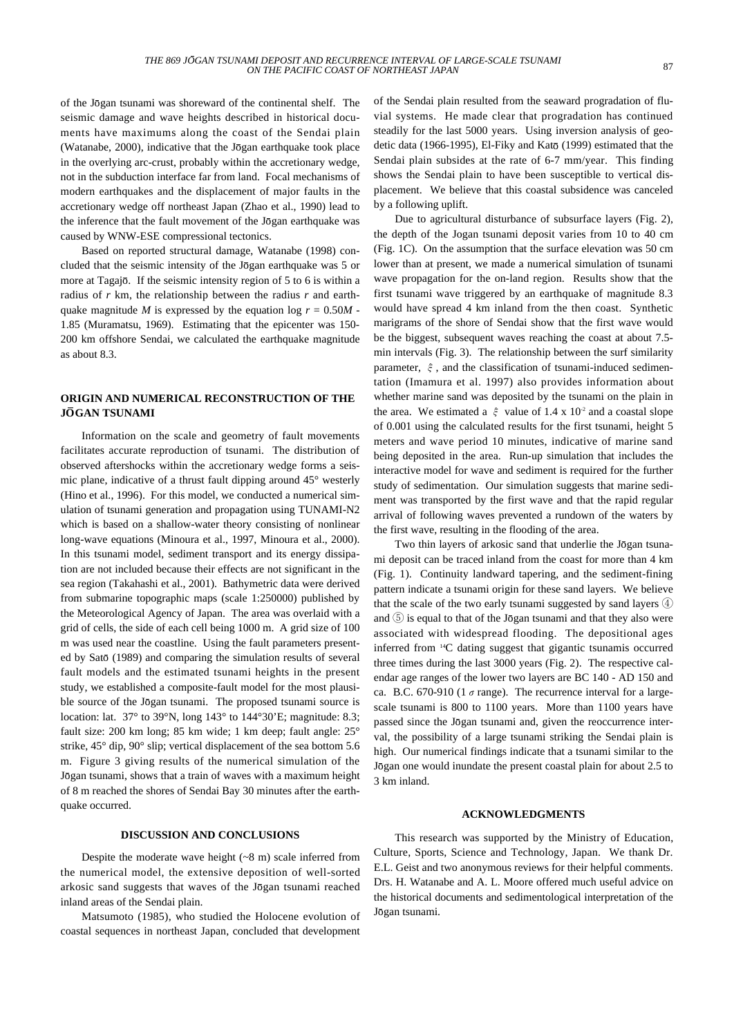of the Jōgan tsunami was shoreward of the continental shelf. The seismic damage and wave heights described in historical documents have maximums along the coast of the Sendai plain (Watanabe, 2000), indicative that the Jōgan earthquake took place in the overlying arc-crust, probably within the accretionary wedge, not in the subduction interface far from land. Focal mechanisms of modern earthquakes and the displacement of major faults in the accretionary wedge off northeast Japan (Zhao et al., 1990) lead to the inference that the fault movement of the Jōgan earthquake was caused by WNW-ESE compressional tectonics.

Based on reported structural damage, Watanabe (1998) concluded that the seismic intensity of the Jōgan earthquake was 5 or more at Tagajō. If the seismic intensity region of 5 to 6 is within a radius of $r$ km, the relationship between the radius $r$ and earthquake magnitude $M$ is expressed by the equation $\log r = 0.50M - 1.85$ (Muramatsu, 1969). Estimating that the epicenter was 150-200 km offshore Sendai, we calculated the earthquake magnitude as about 8.3.

## ORIGIN AND NUMERICAL RECONSTRUCTION OF THE JŌGAN TSUNAMI

Information on the scale and geometry of fault movements facilitates accurate reproduction of tsunami. The distribution of observed aftershocks within the accretionary wedge forms a seismic plane, indicative of a thrust fault dipping around 45° westerly (Hino et al., 1996). For this model, we conducted a numerical simulation of tsunami generation and propagation using TUNAMI-N2 which is based on a shallow-water theory consisting of nonlinear long-wave equations (Minoura et al., 1997, Minoura et al., 2000). In this tsunami model, sediment transport and its energy dissipation are not included because their effects are not significant in the sea region (Takahashi et al., 2001). Bathymetric data were derived from submarine topographic maps (scale 1:250000) published by the Meteorological Agency of Japan. The area was overlaid with a grid of cells, the side of each cell being 1000 m. A grid size of 100 m was used near the coastline. Using the fault parameters presented by Satō (1989) and comparing the simulation results of several fault models and the estimated tsunami heights in the present study, we established a composite-fault model for the most plausible source of the Jōgan tsunami. The proposed tsunami source is location: lat. 37° to 39°N, long 143° to 144°30'E; magnitude: 8.3; fault size: 200 km long; 85 km wide; 1 km deep; fault angle: 25° strike, 45° dip, 90° slip; vertical displacement of the sea bottom 5.6 m. Figure 3 giving results of the numerical simulation of the Jōgan tsunami, shows that a train of waves with a maximum height of 8 m reached the shores of Sendai Bay 30 minutes after the earthquake occurred.

## DISCUSSION AND CONCLUSIONS

Despite the moderate wave height (~8 m) scale inferred from the numerical model, the extensive deposition of well-sorted arkosic sand suggests that waves of the Jōgan tsunami reached inland areas of the Sendai plain.

Matsumoto (1985), who studied the Holocene evolution of coastal sequences in northeast Japan, concluded that development of the Sendai plain resulted from the seaward progradation of fluvial systems. He made clear that progradation has continued steadily for the last 5000 years. Using inversion analysis of geodetic data (1966-1995), El-Fiky and Katō (1999) estimated that the Sendai plain subsides at the rate of 6-7 mm/year. This finding shows the Sendai plain to have been susceptible to vertical displacement. We believe that this coastal subsidence was canceled by a following uplift.

Due to agricultural disturbance of subsurface layers (Fig. 2), the depth of the Jogan tsunami deposit varies from 10 to 40 cm (Fig. 1C). On the assumption that the surface elevation was 50 cm lower than at present, we made a numerical simulation of tsunami wave propagation for the on-land region. Results show that the first tsunami wave triggered by an earthquake of magnitude 8.3 would have spread 4 km inland from the then coast. Synthetic marigrams of the shore of Sendai show that the first wave would be the biggest, subsequent waves reaching the coast at about 7.5-min intervals (Fig. 3). The relationship between the surf similarity parameter, $\hat{\xi}$, and the classification of tsunami-induced sedimentation (Imamura et al. 1997) also provides information about whether marine sand was deposited by the tsunami on the plain in the area. We estimated a $\hat{\xi}$ value of $1.4 \times 10^{-2}$ and a coastal slope of 0.001 using the calculated results for the first tsunami, height 5 meters and wave period 10 minutes, indicative of marine sand being deposited in the area. Run-up simulation that includes the interactive model for wave and sediment is required for the further study of sedimentation. Our simulation suggests that marine sediment was transported by the first wave and that the rapid regular arrival of following waves prevented a rundown of the waters by the first wave, resulting in the flooding of the area.

Two thin layers of arkosic sand that underlie the Jōgan tsunami deposit can be traced inland from the coast for more than 4 km (Fig. 1). Continuity landward tapering, and the sediment-fining pattern indicate a tsunami origin for these sand layers. We believe that the scale of the two early tsunami suggested by sand layers ④ and ⑤ is equal to that of the Jōgan tsunami and that they also were associated with widespread flooding. The depositional ages inferred from $^{14}$C dating suggest that gigantic tsunamis occurred three times during the last 3000 years (Fig. 2). The respective calendar age ranges of the lower two layers are BC 140 - AD 150 and ca. B.C. 670-910 (1 $\sigma$ range). The recurrence interval for a large-scale tsunami is 800 to 1100 years. More than 1100 years have passed since the Jōgan tsunami and, given the reoccurrence interval, the possibility of a large tsunami striking the Sendai plain is high. Our numerical findings indicate that a tsunami similar to the Jōgan one would inundate the present coastal plain for about 2.5 to 3 km inland.

## ACKNOWLEDGMENTS

This research was supported by the Ministry of Education, Culture, Sports, Science and Technology, Japan. We thank Dr. E.L. Geist and two anonymous reviews for their helpful comments. Drs. H. Watanabe and A. L. Moore offered much useful advice on the historical documents and sedimentological interpretation of the Jōgan tsunami.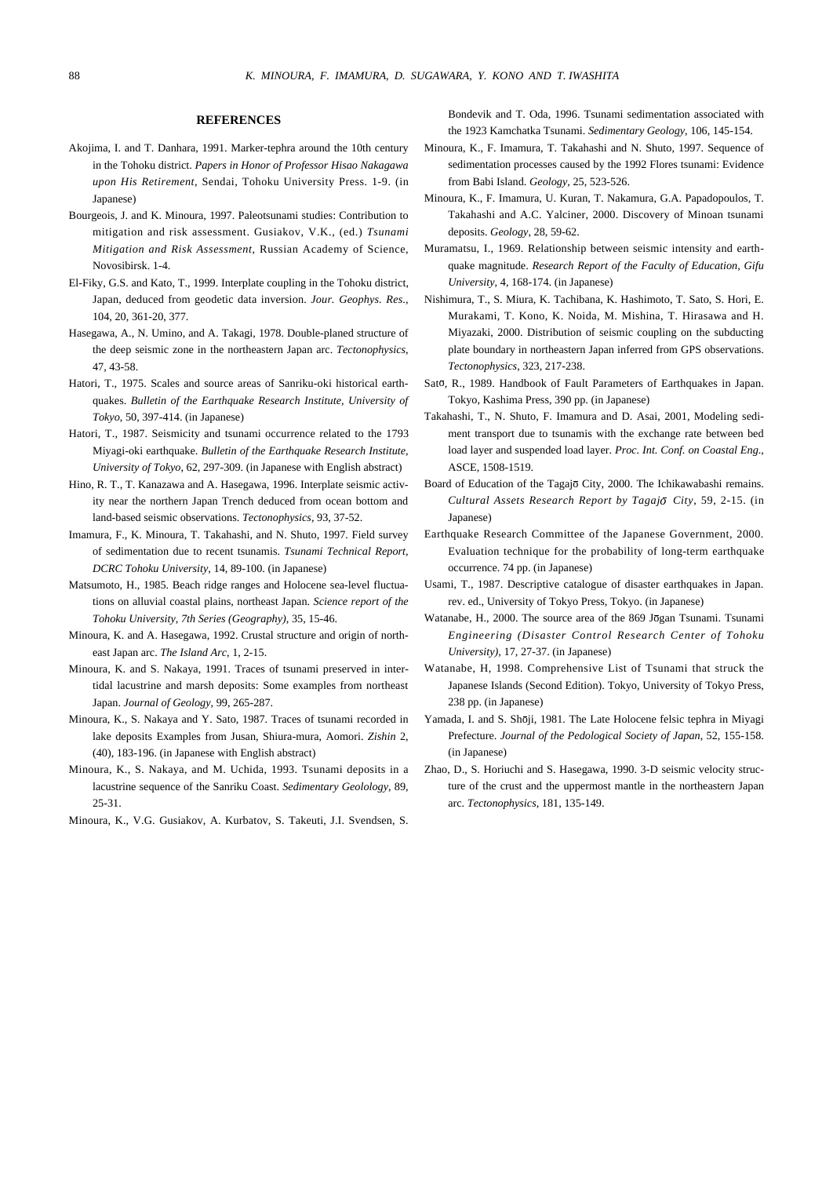## REFERENCES

Akojima, I. and T. Danhara, 1991. Marker-tephra around the 10th century in the Tohoku district. *Papers in Honor of Professor Hisao Nakagawa upon His Retirement*, Sendai, Tohoku University Press. 1-9. (in Japanese)

Bourgeois, J. and K. Minoura, 1997. Paleotsunami studies: Contribution to mitigation and risk assessment. Gusiakov, V.K., (ed.) *Tsunami Mitigation and Risk Assessment*, Russian Academy of Science, Novosibirsk. 1-4.

El-Fiky, G.S. and Kato, T., 1999. Interplate coupling in the Tohoku district, Japan, deduced from geodetic data inversion. *Jour. Geophys. Res*., 104, 20, 361-20, 377.

Hasegawa, A., N. Umino, and A. Takagi, 1978. Double-planed structure of the deep seismic zone in the northeastern Japan arc. *Tectonophysics*, 47, 43-58.

Hatori, T., 1975. Scales and source areas of Sanriku-oki historical earthquakes. *Bulletin of the Earthquake Research Institute, University of Tokyo*, 50, 397-414. (in Japanese)

Hatori, T., 1987. Seismicity and tsunami occurrence related to the 1793 Miyagi-oki earthquake. *Bulletin of the Earthquake Research Institute, University of Tokyo*, 62, 297-309. (in Japanese with English abstract)

Hino, R. T., T. Kanazawa and A. Hasegawa, 1996. Interplate seismic activity near the northern Japan Trench deduced from ocean bottom and land-based seismic observations. *Tectonophysics*, 93, 37-52.

Imamura, F., K. Minoura, T. Takahashi, and N. Shuto, 1997. Field survey of sedimentation due to recent tsunamis. *Tsunami Technical Report, DCRC Tohoku University*, 14, 89-100. (in Japanese)

Matsumoto, H., 1985. Beach ridge ranges and Holocene sea-level fluctuations on alluvial coastal plains, northeast Japan. *Science report of the Tohoku University, 7th Series (Geography)*, 35, 15-46.

Minoura, K. and A. Hasegawa, 1992. Crustal structure and origin of northeast Japan arc. *The Island Arc*, 1, 2-15.

Minoura, K. and S. Nakaya, 1991. Traces of tsunami preserved in intertidal lacustrine and marsh deposits: Some examples from northeast Japan. *Journal of Geology*, 99, 265-287.

Minoura, K., S. Nakaya and Y. Sato, 1987. Traces of tsunami recorded in lake deposits Examples from Jusan, Shiura-mura, Aomori. *Zishin* 2, (40), 183-196. (in Japanese with English abstract)

Minoura, K., S. Nakaya, and M. Uchida, 1993. Tsunami deposits in a lacustrine sequence of the Sanriku Coast. *Sedimentary Geolology*, 89, 25-31.

Minoura, K., V.G. Gusiakov, A. Kurbatov, S. Takeuti, J.I. Svendsen, S. Bondevik and T. Oda, 1996. Tsunami sedimentation associated with the 1923 Kamchatka Tsunami. *Sedimentary Geology*, 106, 145-154.

Minoura, K., F. Imamura, T. Takahashi and N. Shuto, 1997. Sequence of sedimentation processes caused by the 1992 Flores tsunami: Evidence from Babi Island. *Geology*, 25, 523-526.

Minoura, K., F. Imamura, U. Kuran, T. Nakamura, G.A. Papadopoulos, T. Takahashi and A.C. Yalciner, 2000. Discovery of Minoan tsunami deposits. *Geology*, 28, 59-62.

Muramatsu, I., 1969. Relationship between seismic intensity and earthquake magnitude. *Research Report of the Faculty of Education, Gifu University*, 4, 168-174. (in Japanese)

Nishimura, T., S. Miura, K. Tachibana, K. Hashimoto, T. Sato, S. Hori, E. Murakami, T. Kono, K. Noida, M. Mishina, T. Hirasawa and H. Miyazaki, 2000. Distribution of seismic coupling on the subducting plate boundary in northeastern Japan inferred from GPS observations. *Tectonophysics*, 323, 217-238.

Satō, R., 1989. Handbook of Fault Parameters of Earthquakes in Japan. Tokyo, Kashima Press, 390 pp. (in Japanese)

Takahashi, T., N. Shuto, F. Imamura and D. Asai, 2001, Modeling sediment transport due to tsunamis with the exchange rate between bed load layer and suspended load layer. *Proc. Int. Conf. on Coastal Eng*., ASCE, 1508-1519.

Board of Education of the Tagajō City, 2000. The Ichikawabashi remains. *Cultural Assets Research Report by Tagajō City*, 59, 2-15. (in Japanese)

Earthquake Research Committee of the Japanese Government, 2000. Evaluation technique for the probability of long-term earthquake occurrence. 74 pp. (in Japanese)

Usami, T., 1987. Descriptive catalogue of disaster earthquakes in Japan. rev. ed., University of Tokyo Press, Tokyo. (in Japanese)

Watanabe, H., 2000. The source area of the 869 Jōgan Tsunami. Tsunami *Engineering (Disaster Control Research Center of Tohoku University)*, 17, 27-37. (in Japanese)

Watanabe, H, 1998. Comprehensive List of Tsunami that struck the Japanese Islands (Second Edition). Tokyo, University of Tokyo Press, 238 pp. (in Japanese)

Yamada, I. and S. Shōji, 1981. The Late Holocene felsic tephra in Miyagi Prefecture. *Journal of the Pedological Society of Japan*, 52, 155-158. (in Japanese)

Zhao, D., S. Horiuchi and S. Hasegawa, 1990. 3-D seismic velocity structure of the crust and the uppermost mantle in the northeastern Japan arc. *Tectonophysics*, 181, 135-149.